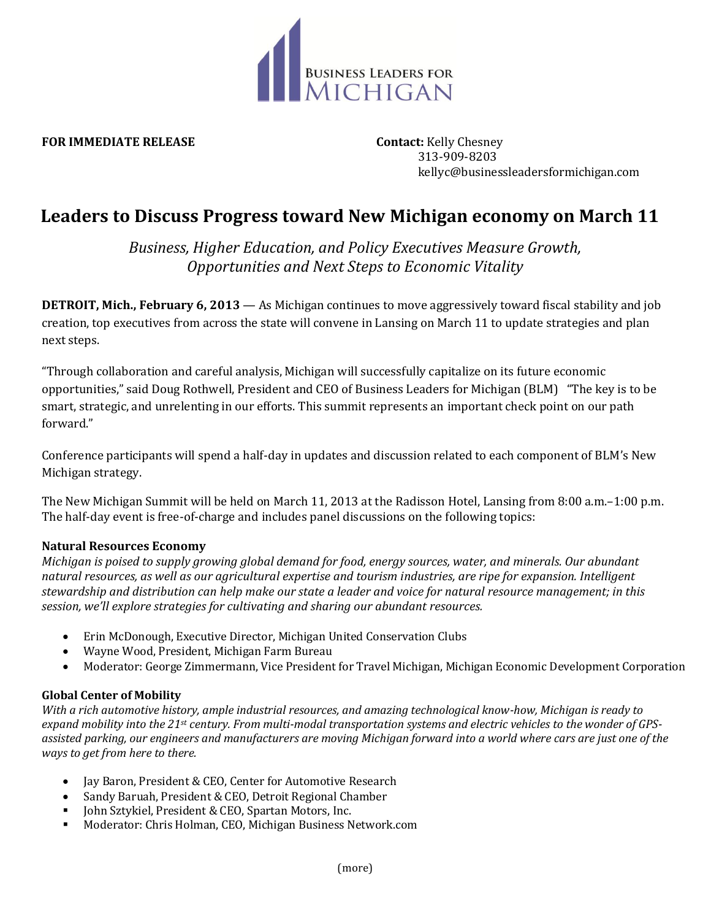BUSINESS LEADERS FOR MICHIGAN

**FOR IMMEDIATE RELEASE**

**Contact:** Kelly Chesney
313-909-8203
kellyc@businessleadersformichigan.com

# Leaders to Discuss Progress toward New Michigan economy on March 11

*Business, Higher Education, and Policy Executives Measure Growth, Opportunities and Next Steps to Economic Vitality*

**DETROIT, Mich., February 6, 2013** — As Michigan continues to move aggressively toward fiscal stability and job creation, top executives from across the state will convene in Lansing on March 11 to update strategies and plan next steps.

"Through collaboration and careful analysis, Michigan will successfully capitalize on its future economic opportunities," said Doug Rothwell, President and CEO of Business Leaders for Michigan (BLM) "The key is to be smart, strategic, and unrelenting in our efforts. This summit represents an important check point on our path forward."

Conference participants will spend a half-day in updates and discussion related to each component of BLM's New Michigan strategy.

The New Michigan Summit will be held on March 11, 2013 at the Radisson Hotel, Lansing from 8:00 a.m.–1:00 p.m. The half-day event is free-of-charge and includes panel discussions on the following topics:

**Natural Resources Economy**

*Michigan is poised to supply growing global demand for food, energy sources, water, and minerals. Our abundant natural resources, as well as our agricultural expertise and tourism industries, are ripe for expansion. Intelligent stewardship and distribution can help make our state a leader and voice for natural resource management; in this session, we'll explore strategies for cultivating and sharing our abundant resources.*

- Erin McDonough, Executive Director, Michigan United Conservation Clubs
- Wayne Wood, President, Michigan Farm Bureau
- Moderator: George Zimmermann, Vice President for Travel Michigan, Michigan Economic Development Corporation

**Global Center of Mobility**

*With a rich automotive history, ample industrial resources, and amazing technological know-how, Michigan is ready to expand mobility into the 21st century. From multi-modal transportation systems and electric vehicles to the wonder of GPS-assisted parking, our engineers and manufacturers are moving Michigan forward into a world where cars are just one of the ways to get from here to there.*

- Jay Baron, President & CEO, Center for Automotive Research
- Sandy Baruah, President & CEO, Detroit Regional Chamber
- John Sztykiel, President & CEO, Spartan Motors, Inc.
- Moderator: Chris Holman, CEO, Michigan Business Network.com

(more)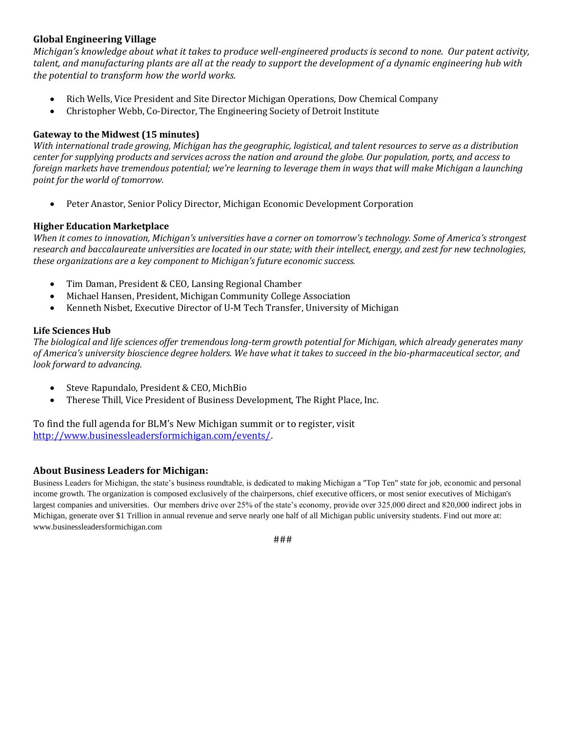**Global Engineering Village**

*Michigan's knowledge about what it takes to produce well-engineered products is second to none. Our patent activity, talent, and manufacturing plants are all at the ready to support the development of a dynamic engineering hub with the potential to transform how the world works.*

- Rich Wells, Vice President and Site Director Michigan Operations, Dow Chemical Company
- Christopher Webb, Co-Director, The Engineering Society of Detroit Institute

**Gateway to the Midwest (15 minutes)**

*With international trade growing, Michigan has the geographic, logistical, and talent resources to serve as a distribution center for supplying products and services across the nation and around the globe. Our population, ports, and access to foreign markets have tremendous potential; we're learning to leverage them in ways that will make Michigan a launching point for the world of tomorrow.*

- Peter Anastor, Senior Policy Director, Michigan Economic Development Corporation

**Higher Education Marketplace**

*When it comes to innovation, Michigan's universities have a corner on tomorrow's technology. Some of America's strongest research and baccalaureate universities are located in our state; with their intellect, energy, and zest for new technologies, these organizations are a key component to Michigan's future economic success.*

- Tim Daman, President & CEO, Lansing Regional Chamber
- Michael Hansen, President, Michigan Community College Association
- Kenneth Nisbet, Executive Director of U-M Tech Transfer, University of Michigan

**Life Sciences Hub**

*The biological and life sciences offer tremendous long-term growth potential for Michigan, which already generates many of America's university bioscience degree holders. We have what it takes to succeed in the bio-pharmaceutical sector, and look forward to advancing.*

- Steve Rapundalo, President & CEO, MichBio
- Therese Thill, Vice President of Business Development, The Right Place, Inc.

To find the full agenda for BLM's New Michigan summit or to register, visit [http://www.businessleadersformichigan.com/events/](http://www.businessleadersformichigan.com/events/).

**About Business Leaders for Michigan:**

Business Leaders for Michigan, the state's business roundtable, is dedicated to making Michigan a "Top Ten" state for job, economic and personal income growth. The organization is composed exclusively of the chairpersons, chief executive officers, or most senior executives of Michigan's largest companies and universities. Our members drive over 25% of the state's economy, provide over 325,000 direct and 820,000 indirect jobs in Michigan, generate over $1 Trillion in annual revenue and serve nearly one half of all Michigan public university students. Find out more at: www.businessleadersformichigan.com

###